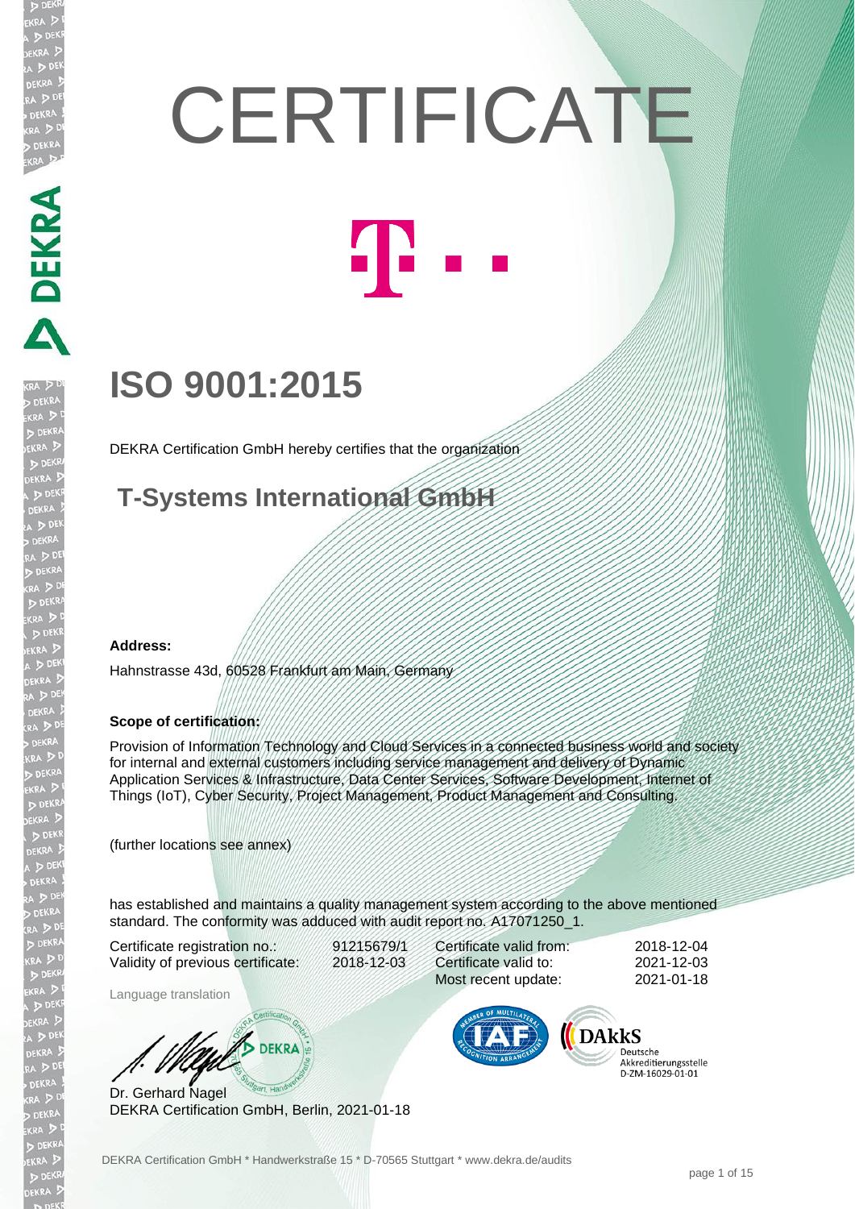# CERTIFICATE

## ISO 9001:2015

DEKRA Certification GmbH hereby certifies that the organization

### T-Systems International GmbH

**Address:**

Hahnstrasse 43d, 60528 Frankfurt am Main, Germany

**Scope of certification:**

Provision of Information Technology and Cloud Services in a connected business world and society for internal and external customers including service management and delivery of Dynamic Application Services & Infrastructure, Data Center Services, Software Development, Internet of Things (IoT), Cyber Security, Project Management, Product Management and Consulting.

(further locations see annex)

has established and maintains a quality management system according to the above mentioned standard. The conformity was adduced with audit report no. A17071250_1.

| | | | |
|---|---|---|---|
| Certificate registration no.: | 91215679/1 | Certificate valid from: | 2018-12-04 |
| Validity of previous certificate: | 2018-12-03 | Certificate valid to: | 2021-12-03 |
| | | Most recent update: | 2021-01-18 |

Language translation

Dr. Gerhard Nagel
DEKRA Certification GmbH, Berlin, 2021-01-18

DAkkS Deutsche Akkreditierungsstelle D-ZM-16029-01-01

DEKRA Certification GmbH * Handwerkstraße 15 * D-70565 Stuttgart * www.dekra.de/audits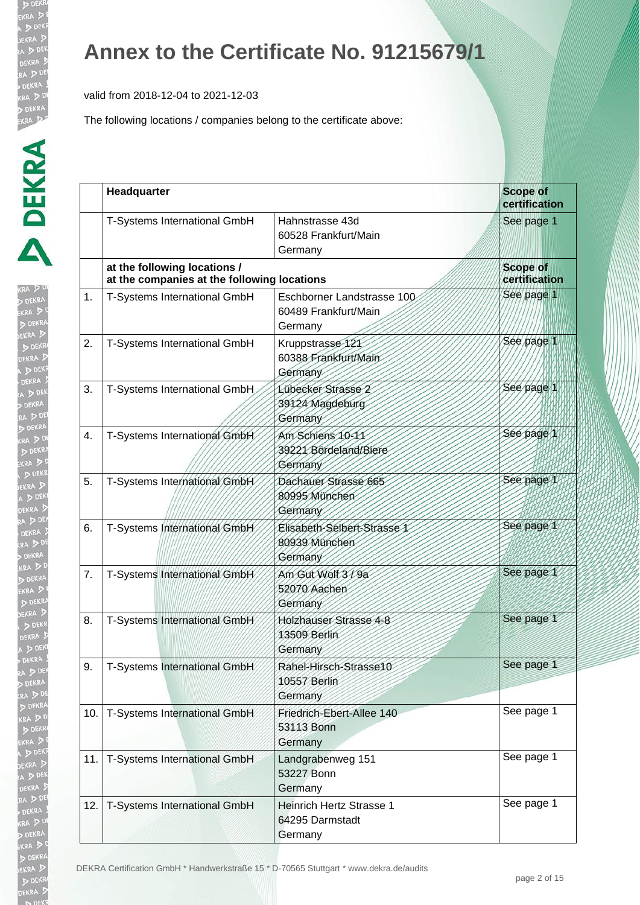# Annex to the Certificate No. 91215679/1

valid from 2018-12-04 to 2021-12-03

The following locations / companies belong to the certificate above:

| | **Headquarter** | | **Scope of certification** |
|---|---|---|---|
| | T-Systems International GmbH | Hahnstrasse 43d<br>60528 Frankfurt/Main<br>Germany | See page 1 |
| | **at the following locations /<br>at the companies at the following locations** | | **Scope of certification** |
| 1. | T-Systems International GmbH | Eschborner Landstrasse 100<br>60489 Frankfurt/Main<br>Germany | See page 1 |
| 2. | T-Systems International GmbH | Kruppstrasse 121<br>60388 Frankfurt/Main<br>Germany | See page 1 |
| 3. | T-Systems International GmbH | Lübecker Strasse 2<br>39124 Magdeburg<br>Germany | See page 1 |
| 4. | T-Systems International GmbH | Am Schiens 10-11<br>39221 Bördeland/Biere<br>Germany | See page 1 |
| 5. | T-Systems International GmbH | Dachauer Strasse 665<br>80995 München<br>Germany | See page 1 |
| 6. | T-Systems International GmbH | Elisabeth-Selbert-Strasse 1<br>80939 München<br>Germany | See page 1 |
| 7. | T-Systems International GmbH | Am Gut Wolf 3 / 9a<br>52070 Aachen<br>Germany | See page 1 |
| 8. | T-Systems International GmbH | Holzhauser Strasse 4-8<br>13509 Berlin<br>Germany | See page 1 |
| 9. | T-Systems International GmbH | Rahel-Hirsch-Strasse10<br>10557 Berlin<br>Germany | See page 1 |
| 10. | T-Systems International GmbH | Friedrich-Ebert-Allee 140<br>53113 Bonn<br>Germany | See page 1 |
| 11. | T-Systems International GmbH | Landgrabenweg 151<br>53227 Bonn<br>Germany | See page 1 |
| 12. | T-Systems International GmbH | Heinrich Hertz Strasse 1<br>64295 Darmstadt<br>Germany | See page 1 |

DEKRA Certification GmbH * Handwerkstraße 15 * D-70565 Stuttgart * www.dekra.de/audits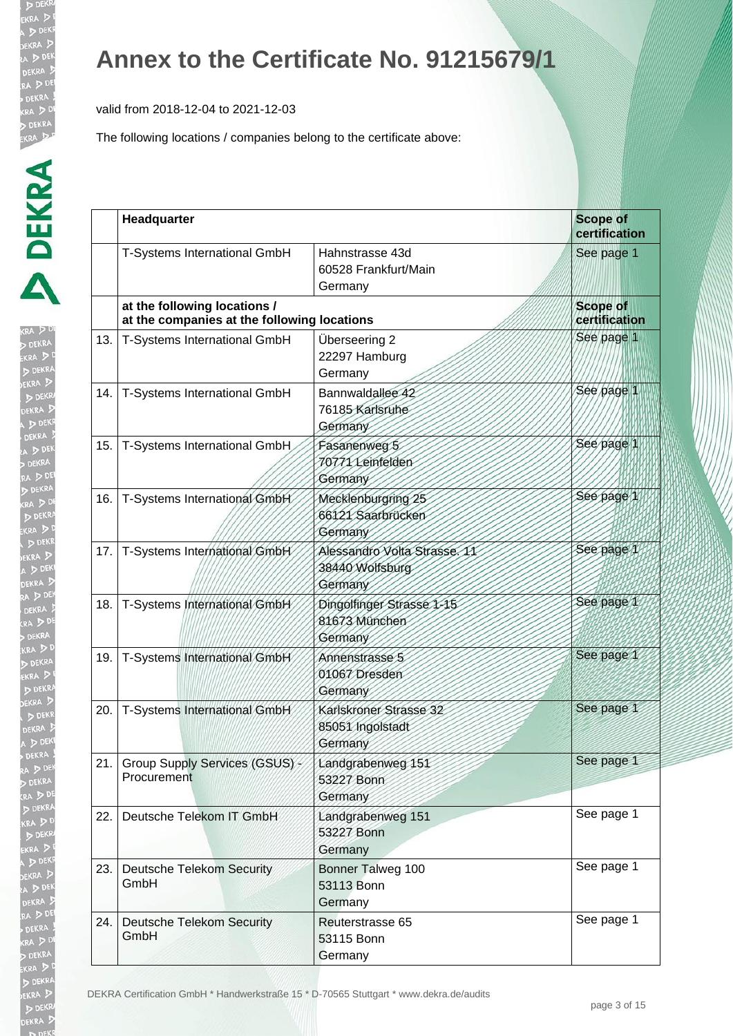# Annex to the Certificate No. 91215679/1

valid from 2018-12-04 to 2021-12-03

The following locations / companies belong to the certificate above:

| | **Headquarter** | | **Scope of certification** |
|---|---|---|---|
| | T-Systems International GmbH | Hahnstrasse 43d<br>60528 Frankfurt/Main<br>Germany | See page 1 |
| | **at the following locations /<br>at the companies at the following locations** | | **Scope of certification** |
| 13. | T-Systems International GmbH | Überseering 2<br>22297 Hamburg<br>Germany | See page 1 |
| 14. | T-Systems International GmbH | Bannwaldallee 42<br>76185 Karlsruhe<br>Germany | See page 1 |
| 15. | T-Systems International GmbH | Fasanenweg 5<br>70771 Leinfelden<br>Germany | See page 1 |
| 16. | T-Systems International GmbH | Mecklenburgring 25<br>66121 Saarbrücken<br>Germany | See page 1 |
| 17. | T-Systems International GmbH | Alessandro Volta Strasse. 11<br>38440 Wolfsburg<br>Germany | See page 1 |
| 18. | T-Systems International GmbH | Dingolfinger Strasse 1-15<br>81673 München<br>Germany | See page 1 |
| 19. | T-Systems International GmbH | Annenstrasse 5<br>01067 Dresden<br>Germany | See page 1 |
| 20. | T-Systems International GmbH | Karlskroner Strasse 32<br>85051 Ingolstadt<br>Germany | See page 1 |
| 21. | Group Supply Services (GSUS) - Procurement | Landgrabenweg 151<br>53227 Bonn<br>Germany | See page 1 |
| 22. | Deutsche Telekom IT GmbH | Landgrabenweg 151<br>53227 Bonn<br>Germany | See page 1 |
| 23. | Deutsche Telekom Security GmbH | Bonner Talweg 100<br>53113 Bonn<br>Germany | See page 1 |
| 24. | Deutsche Telekom Security GmbH | Reuterstrasse 65<br>53115 Bonn<br>Germany | See page 1 |

DEKRA Certification GmbH * Handwerkstraße 15 * D-70565 Stuttgart * www.dekra.de/audits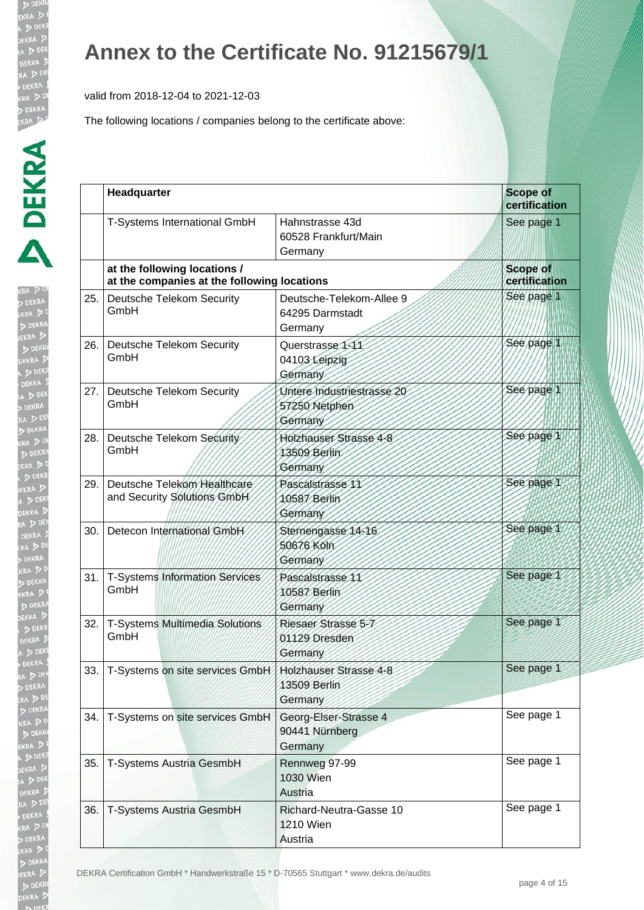# Annex to the Certificate No. 91215679/1

valid from 2018-12-04 to 2021-12-03

The following locations / companies belong to the certificate above:

| | Headquarter | | Scope of certification |
|---|---|---|---|
| | T-Systems International GmbH | Hahnstrasse 43d<br>60528 Frankfurt/Main<br>Germany | See page 1 |
| | **at the following locations /<br>at the companies at the following locations** | | **Scope of certification** |
| 25. | Deutsche Telekom Security GmbH | Deutsche-Telekom-Allee 9<br>64295 Darmstadt<br>Germany | See page 1 |
| 26. | Deutsche Telekom Security GmbH | Querstrasse 1-11<br>04103 Leipzig<br>Germany | See page 1 |
| 27. | Deutsche Telekom Security GmbH | Untere Industriestrasse 20<br>57250 Netphen<br>Germany | See page 1 |
| 28. | Deutsche Telekom Security GmbH | Holzhauser Strasse 4-8<br>13509 Berlin<br>Germany | See page 1 |
| 29. | Deutsche Telekom Healthcare and Security Solutions GmbH | Pascalstrasse 11<br>10587 Berlin<br>Germany | See page 1 |
| 30. | Detecon International GmbH | Sternengasse 14-16<br>50676 Köln<br>Germany | See page 1 |
| 31. | T-Systems Information Services GmbH | Pascalstrasse 11<br>10587 Berlin<br>Germany | See page 1 |
| 32. | T-Systems Multimedia Solutions GmbH | Riesaer Strasse 5-7<br>01129 Dresden<br>Germany | See page 1 |
| 33. | T-Systems on site services GmbH | Holzhauser Strasse 4-8<br>13509 Berlin<br>Germany | See page 1 |
| 34. | T-Systems on site services GmbH | Georg-Elser-Strasse 4<br>90441 Nürnberg<br>Germany | See page 1 |
| 35. | T-Systems Austria GesmbH | Rennweg 97-99<br>1030 Wien<br>Austria | See page 1 |
| 36. | T-Systems Austria GesmbH | Richard-Neutra-Gasse 10<br>1210 Wien<br>Austria | See page 1 |

DEKRA Certification GmbH * Handwerkstraße 15 * D-70565 Stuttgart * www.dekra.de/audits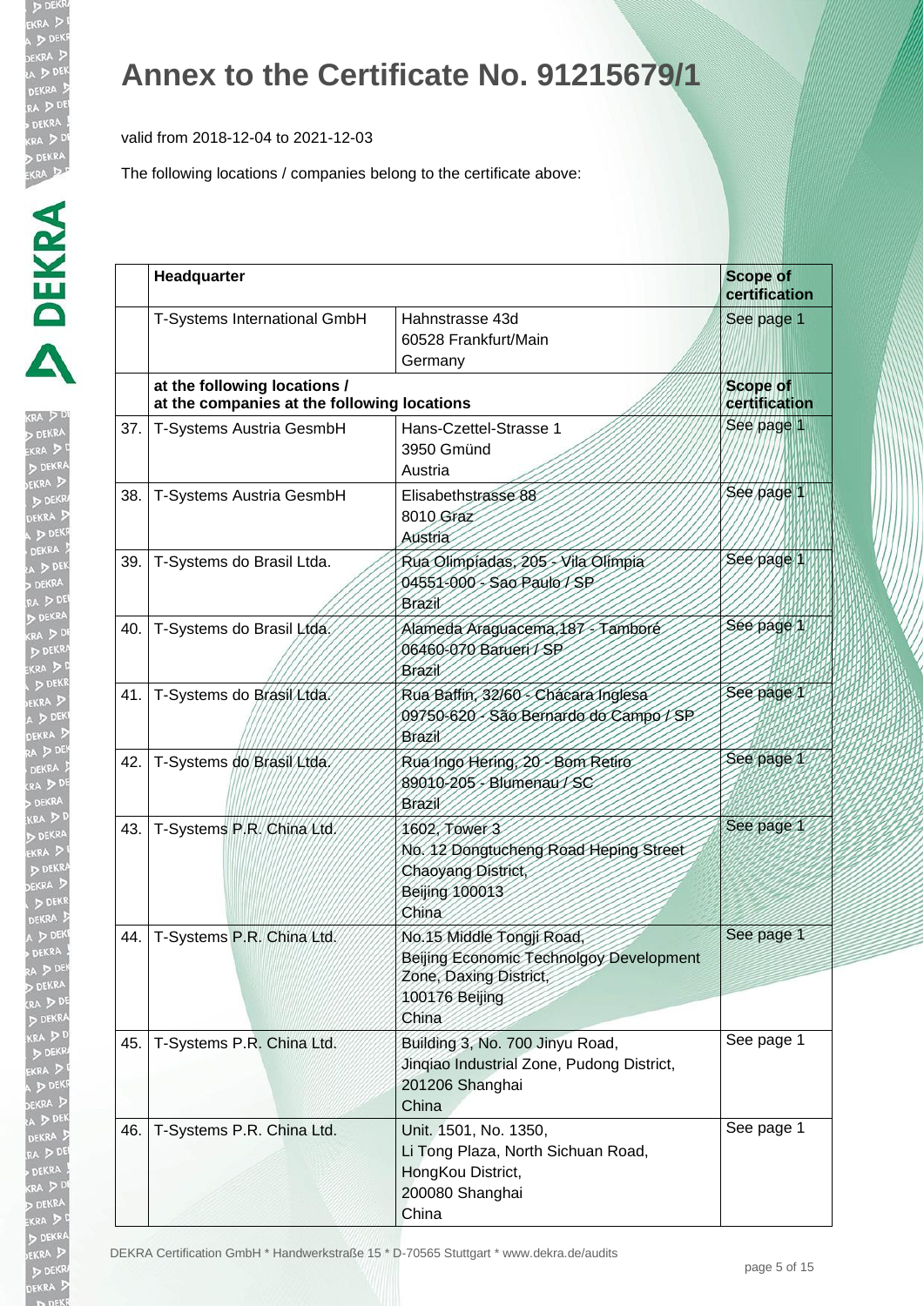# Annex to the Certificate No. 91215679/1

valid from 2018-12-04 to 2021-12-03

The following locations / companies belong to the certificate above:

| | Headquarter | | Scope of certification |
|---|---|---|---|
| | T-Systems International GmbH | Hahnstrasse 43d<br>60528 Frankfurt/Main<br>Germany | See page 1 |
| | **at the following locations / at the companies at the following locations** | | **Scope of certification** |
| 37. | T-Systems Austria GesmbH | Hans-Czettel-Strasse 1<br>3950 Gmünd<br>Austria | See page 1 |
| 38. | T-Systems Austria GesmbH | Elisabethstrasse 88<br>8010 Graz<br>Austria | See page 1 |
| 39. | T-Systems do Brasil Ltda. | Rua Olimpíadas, 205 - Vila Olímpia<br>04551-000 - Sao Paulo / SP<br>Brazil | See page 1 |
| 40. | T-Systems do Brasil Ltda. | Alameda Araguacema,187 - Tamboré<br>06460-070 Barueri / SP<br>Brazil | See page 1 |
| 41. | T-Systems do Brasil Ltda. | Rua Baffin, 32/60 - Chácara Inglesa<br>09750-620 - São Bernardo do Campo / SP<br>Brazil | See page 1 |
| 42. | T-Systems do Brasil Ltda. | Rua Ingo Hering, 20 - Bom Retiro<br>89010-205 - Blumenau / SC<br>Brazil | See page 1 |
| 43. | T-Systems P.R. China Ltd. | 1602, Tower 3<br>No. 12 Dongtucheng Road Heping Street<br>Chaoyang District,<br>Beijing 100013<br>China | See page 1 |
| 44. | T-Systems P.R. China Ltd. | No.15 Middle Tongji Road,<br>Beijing Economic Technolgoy Development Zone, Daxing District,<br>100176 Beijing<br>China | See page 1 |
| 45. | T-Systems P.R. China Ltd. | Building 3, No. 700 Jinyu Road,<br>Jinqiao Industrial Zone, Pudong District,<br>201206 Shanghai<br>China | See page 1 |
| 46. | T-Systems P.R. China Ltd. | Unit. 1501, No. 1350,<br>Li Tong Plaza, North Sichuan Road,<br>HongKou District,<br>200080 Shanghai<br>China | See page 1 |

DEKRA Certification GmbH * Handwerkstraße 15 * D-70565 Stuttgart * www.dekra.de/audits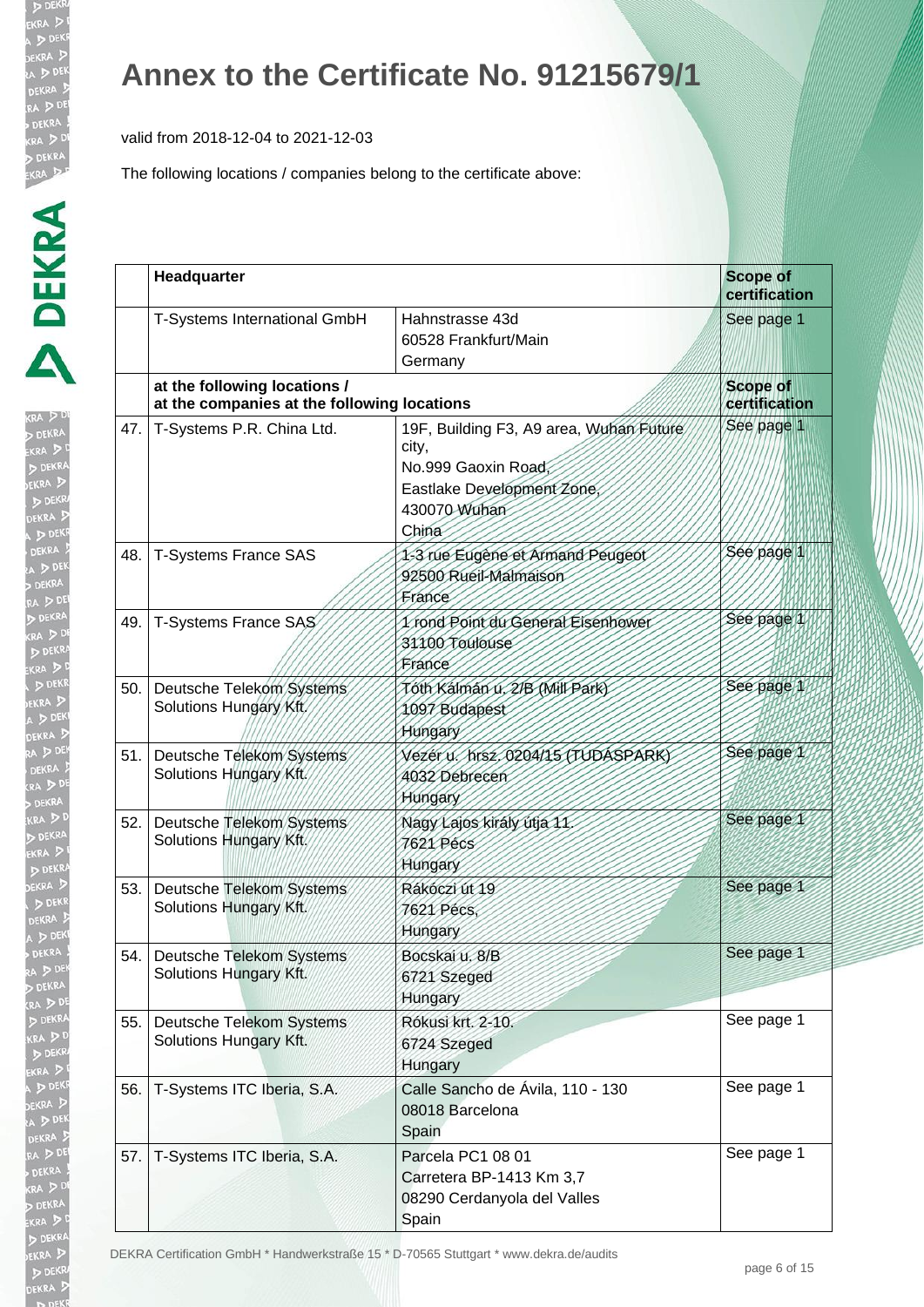# Annex to the Certificate No. 91215679/1

valid from 2018-12-04 to 2021-12-03

The following locations / companies belong to the certificate above:

| | **Headquarter** | | **Scope of certification** |
|---|---|---|---|
| | T-Systems International GmbH | Hahnstrasse 43d<br>60528 Frankfurt/Main<br>Germany | See page 1 |
| | **at the following locations /<br>at the companies at the following locations** | | **Scope of certification** |
| 47. | T-Systems P.R. China Ltd. | 19F, Building F3, A9 area, Wuhan Future city,<br>No.999 Gaoxin Road,<br>Eastlake Development Zone,<br>430070 Wuhan<br>China | See page 1 |
| 48. | T-Systems France SAS | 1-3 rue Eugène et Armand Peugeot<br>92500 Rueil-Malmaison<br>France | See page 1 |
| 49. | T-Systems France SAS | 1 rond Point du General Eisenhower<br>31100 Toulouse<br>France | See page 1 |
| 50. | Deutsche Telekom Systems Solutions Hungary Kft. | Tóth Kálmán u. 2/B (Mill Park)<br>1097 Budapest<br>Hungary | See page 1 |
| 51. | Deutsche Telekom Systems Solutions Hungary Kft. | Vezér u. hrsz. 0204/15 (TUDÁSPARK)<br>4032 Debrecen<br>Hungary | See page 1 |
| 52. | Deutsche Telekom Systems Solutions Hungary Kft. | Nagy Lajos király útja 11.<br>7621 Pécs<br>Hungary | See page 1 |
| 53. | Deutsche Telekom Systems Solutions Hungary Kft. | Rákóczi út 19<br>7621 Pécs,<br>Hungary | See page 1 |
| 54. | Deutsche Telekom Systems Solutions Hungary Kft. | Bocskai u. 8/B<br>6721 Szeged<br>Hungary | See page 1 |
| 55. | Deutsche Telekom Systems Solutions Hungary Kft. | Rókusi krt. 2-10.<br>6724 Szeged<br>Hungary | See page 1 |
| 56. | T-Systems ITC Iberia, S.A. | Calle Sancho de Ávila, 110 - 130<br>08018 Barcelona<br>Spain | See page 1 |
| 57. | T-Systems ITC Iberia, S.A. | Parcela PC1 08 01<br>Carretera BP-1413 Km 3,7<br>08290 Cerdanyola del Valles<br>Spain | See page 1 |

DEKRA Certification GmbH * Handwerkstraße 15 * D-70565 Stuttgart * www.dekra.de/audits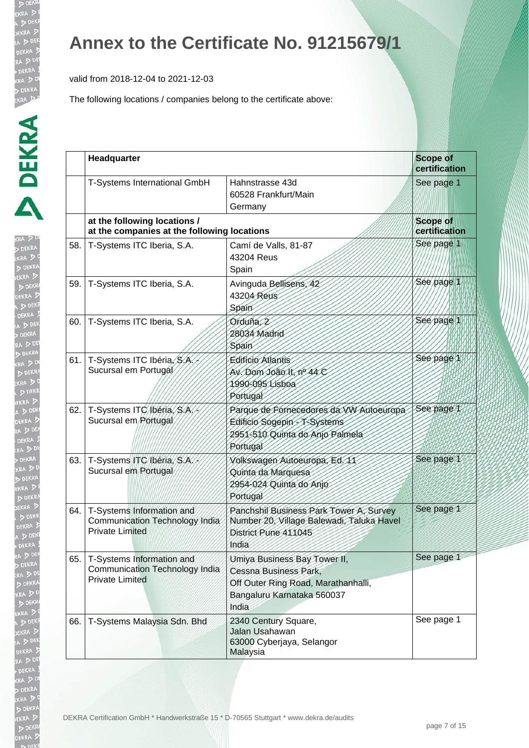# Annex to the Certificate No. 91215679/1

valid from 2018-12-04 to 2021-12-03

The following locations / companies belong to the certificate above:

| | **Headquarter** | | **Scope of certification** |
|---|---|---|---|
| | T-Systems International GmbH | Hahnstrasse 43d<br>60528 Frankfurt/Main<br>Germany | See page 1 |
| | **at the following locations /<br>at the companies at the following locations** | | **Scope of certification** |
| 58. | T-Systems ITC Iberia, S.A. | Camí de Valls, 81-87<br>43204 Reus<br>Spain | See page 1 |
| 59. | T-Systems ITC Iberia, S.A. | Avinguda Bellisens, 42<br>43204 Reus<br>Spain | See page 1 |
| 60. | T-Systems ITC Iberia, S.A. | Orduña, 2<br>28034 Madrid<br>Spain | See page 1 |
| 61. | T-Systems ITC Ibéria, S.A. - Sucursal em Portugal | Edifício Atlantis<br>Av. Dom João II, nº 44 C<br>1990-095 Lisboa<br>Portugal | See page 1 |
| 62. | T-Systems ITC Ibéria, S.A. - Sucursal em Portugal | Parque de Fornecedores da VW Autoeuropa<br>Edifício Sogepin - T-Systems<br>2951-510 Quinta do Anjo Palmela<br>Portugal | See page 1 |
| 63. | T-Systems ITC Ibéria, S.A. - Sucursal em Portugal | Volkswagen Autoeuropa, Ed. 11<br>Quinta da Marquesa<br>2954-024 Quinta do Anjo<br>Portugal | See page 1 |
| 64. | T-Systems Information and Communication Technology India Private Limited | Panchshil Business Park Tower A, Survey Number 20, Village Balewadi, Taluka Havel District Pune 411045<br>India | See page 1 |
| 65. | T-Systems Information and Communication Technology India Private Limited | Umiya Business Bay Tower II,<br>Cessna Business Park,<br>Off Outer Ring Road, Marathanhalli,<br>Bangaluru Karnataka 560037<br>India | See page 1 |
| 66. | T-Systems Malaysia Sdn. Bhd | 2340 Century Square,<br>Jalan Usahawan<br>63000 Cyberjaya, Selangor<br>Malaysia | See page 1 |

DEKRA Certification GmbH * Handwerkstraße 15 * D-70565 Stuttgart * www.dekra.de/audits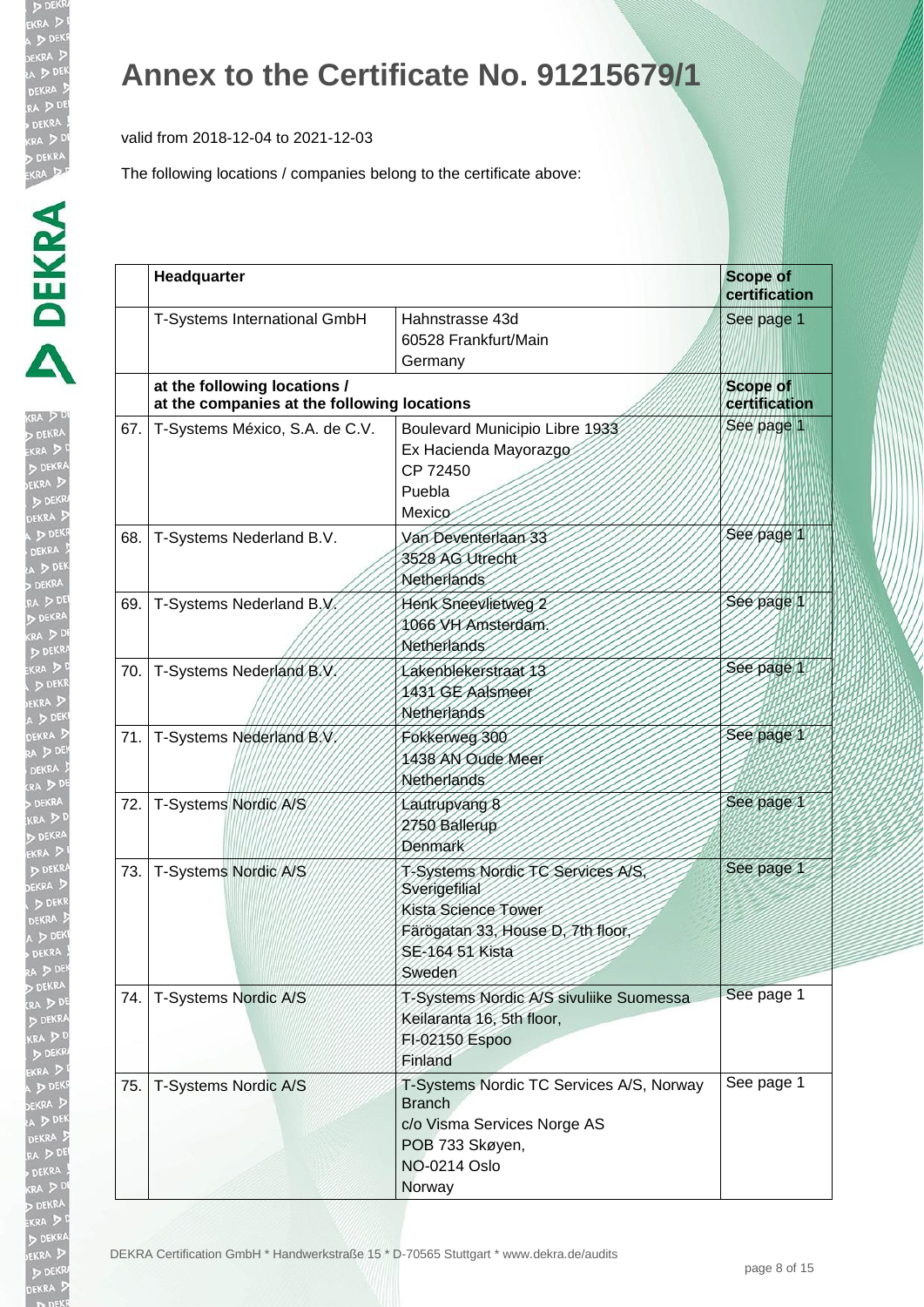# Annex to the Certificate No. 91215679/1

valid from 2018-12-04 to 2021-12-03

The following locations / companies belong to the certificate above:

| | Headquarter | | Scope of certification |
|---|---|---|---|
| | T-Systems International GmbH | Hahnstrasse 43d<br>60528 Frankfurt/Main<br>Germany | See page 1 |
| | **at the following locations / at the companies at the following locations** | | **Scope of certification** |
| 67. | T-Systems México, S.A. de C.V. | Boulevard Municipio Libre 1933<br>Ex Hacienda Mayorazgo<br>CP 72450<br>Puebla<br>Mexico | See page 1 |
| 68. | T-Systems Nederland B.V. | Van Deventerlaan 33<br>3528 AG Utrecht<br>Netherlands | See page 1 |
| 69. | T-Systems Nederland B.V. | Henk Sneevlietweg 2<br>1066 VH Amsterdam.<br>Netherlands | See page 1 |
| 70. | T-Systems Nederland B.V. | Lakenblekerstraat 13<br>1431 GE Aalsmeer<br>Netherlands | See page 1 |
| 71. | T-Systems Nederland B.V. | Fokkerweg 300<br>1438 AN Oude Meer<br>Netherlands | See page 1 |
| 72. | T-Systems Nordic A/S | Lautrupvang 8<br>2750 Ballerup<br>Denmark | See page 1 |
| 73. | T-Systems Nordic A/S | T-Systems Nordic TC Services A/S, Sverigefilial<br>Kista Science Tower<br>Färögatan 33, House D, 7th floor,<br>SE-164 51 Kista<br>Sweden | See page 1 |
| 74. | T-Systems Nordic A/S | T-Systems Nordic A/S sivuliike Suomessa<br>Keilaranta 16, 5th floor,<br>FI-02150 Espoo<br>Finland | See page 1 |
| 75. | T-Systems Nordic A/S | T-Systems Nordic TC Services A/S, Norway Branch<br>c/o Visma Services Norge AS<br>POB 733 Skøyen,<br>NO-0214 Oslo<br>Norway | See page 1 |

DEKRA Certification GmbH * Handwerkstraße 15 * D-70565 Stuttgart * www.dekra.de/audits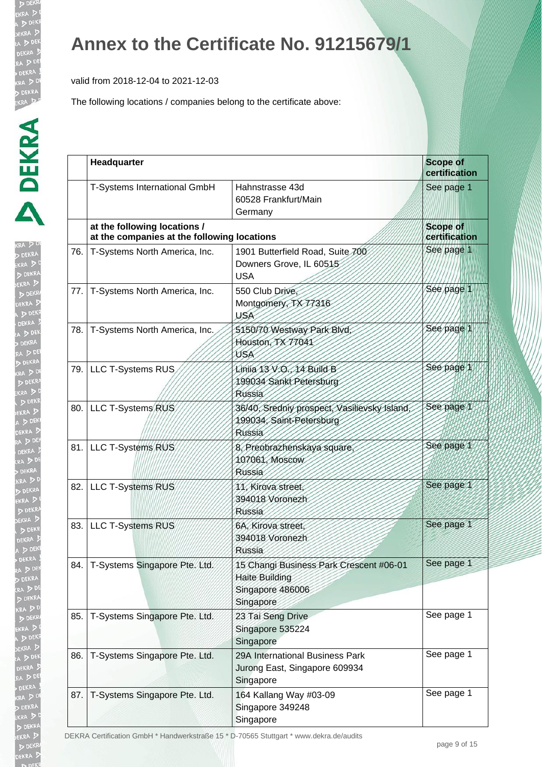# Annex to the Certificate No. 91215679/1

valid from 2018-12-04 to 2021-12-03

The following locations / companies belong to the certificate above:

| | **Headquarter** | | **Scope of certification** |
|---|---|---|---|
| | T-Systems International GmbH | Hahnstrasse 43d<br>60528 Frankfurt/Main<br>Germany | See page 1 |
| | **at the following locations / at the companies at the following locations** | | **Scope of certification** |
| 76. | T-Systems North America, Inc. | 1901 Butterfield Road, Suite 700<br>Downers Grove, IL 60515<br>USA | See page 1 |
| 77. | T-Systems North America, Inc. | 550 Club Drive,<br>Montgomery, TX 77316<br>USA | See page 1 |
| 78. | T-Systems North America, Inc. | 5150/70 Westway Park Blvd,<br>Houston, TX 77041<br>USA | See page 1 |
| 79. | LLC T-Systems RUS | Liniia 13 V.O., 14 Build B<br>199034 Sankt Petersburg<br>Russia | See page 1 |
| 80. | LLC T-Systems RUS | 36/40, Sredniy prospect, Vasilievsky Island,<br>199034, Saint-Petersburg<br>Russia | See page 1 |
| 81. | LLC T-Systems RUS | 8, Preobrazhenskaya square,<br>107061, Moscow<br>Russia | See page 1 |
| 82. | LLC T-Systems RUS | 11, Kirova street,<br>394018 Voronezh<br>Russia | See page 1 |
| 83. | LLC T-Systems RUS | 6A, Kirova street,<br>394018 Voronezh<br>Russia | See page 1 |
| 84. | T-Systems Singapore Pte. Ltd. | 15 Changi Business Park Crescent #06-01<br>Haite Building<br>Singapore 486006<br>Singapore | See page 1 |
| 85. | T-Systems Singapore Pte. Ltd. | 23 Tai Seng Drive<br>Singapore 535224<br>Singapore | See page 1 |
| 86. | T-Systems Singapore Pte. Ltd. | 29A International Business Park<br>Jurong East, Singapore 609934<br>Singapore | See page 1 |
| 87. | T-Systems Singapore Pte. Ltd. | 164 Kallang Way #03-09<br>Singapore 349248<br>Singapore | See page 1 |

DEKRA Certification GmbH * Handwerkstraße 15 * D-70565 Stuttgart * www.dekra.de/audits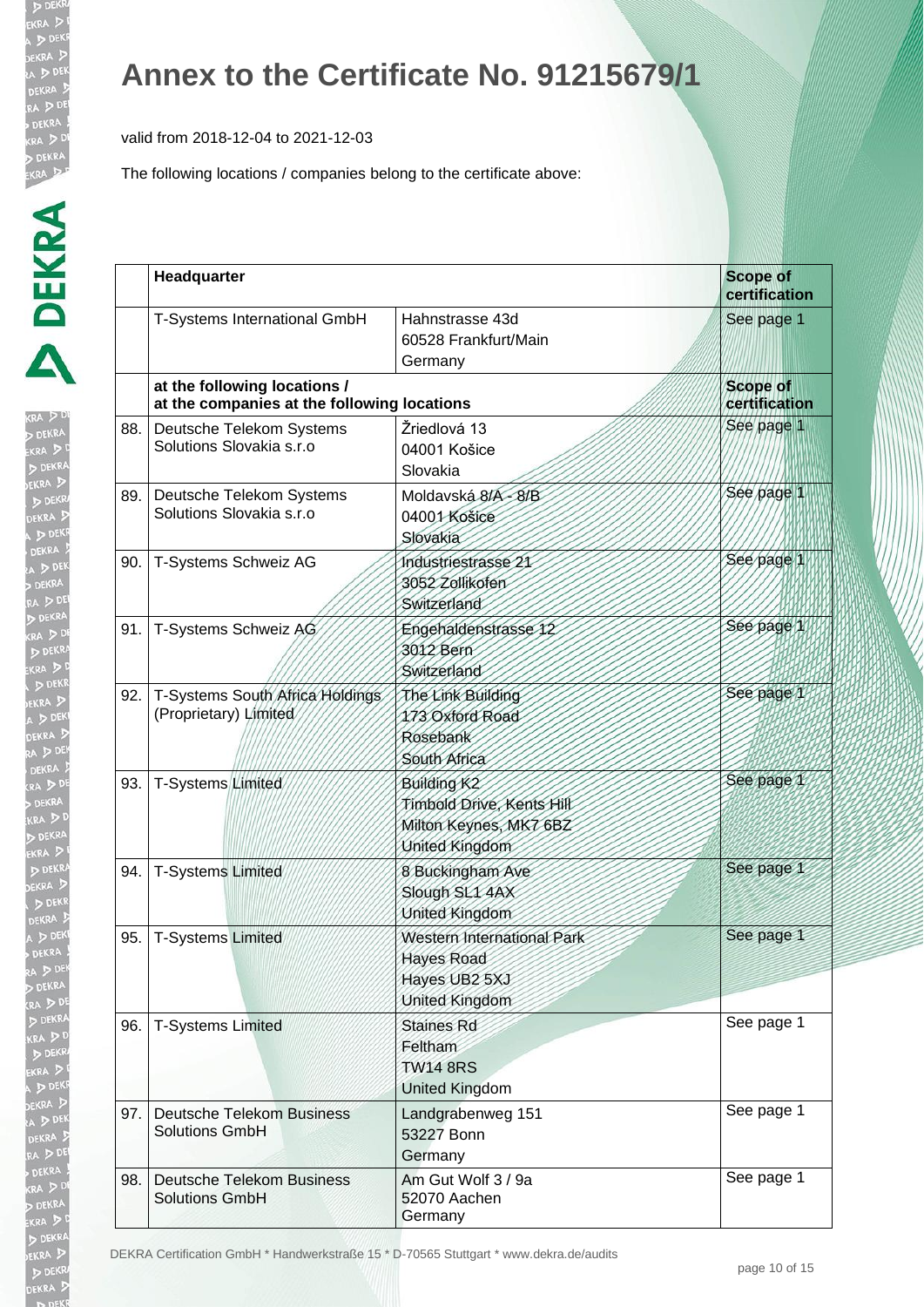# Annex to the Certificate No. 91215679/1

valid from 2018-12-04 to 2021-12-03

The following locations / companies belong to the certificate above:

| | **Headquarter** | | **Scope of certification** |
|---|---|---|---|
| | T-Systems International GmbH | Hahnstrasse 43d<br>60528 Frankfurt/Main<br>Germany | See page 1 |
| | **at the following locations /<br>at the companies at the following locations** | | **Scope of certification** |
| 88. | Deutsche Telekom Systems Solutions Slovakia s.r.o | Žriedlová 13<br>04001 Košice<br>Slovakia | See page 1 |
| 89. | Deutsche Telekom Systems Solutions Slovakia s.r.o | Moldavská 8/A - 8/B<br>04001 Košice<br>Slovakia | See page 1 |
| 90. | T-Systems Schweiz AG | Industriestrasse 21<br>3052 Zollikofen<br>Switzerland | See page 1 |
| 91. | T-Systems Schweiz AG | Engehaldenstrasse 12<br>3012 Bern<br>Switzerland | See page 1 |
| 92. | T-Systems South Africa Holdings (Proprietary) Limited | The Link Building<br>173 Oxford Road<br>Rosebank<br>South Africa | See page 1 |
| 93. | T-Systems Limited | Building K2<br>Timbold Drive, Kents Hill<br>Milton Keynes, MK7 6BZ<br>United Kingdom | See page 1 |
| 94. | T-Systems Limited | 8 Buckingham Ave<br>Slough SL1 4AX<br>United Kingdom | See page 1 |
| 95. | T-Systems Limited | Western International Park<br>Hayes Road<br>Hayes UB2 5XJ<br>United Kingdom | See page 1 |
| 96. | T-Systems Limited | Staines Rd<br>Feltham<br>TW14 8RS<br>United Kingdom | See page 1 |
| 97. | Deutsche Telekom Business Solutions GmbH | Landgrabenweg 151<br>53227 Bonn<br>Germany | See page 1 |
| 98. | Deutsche Telekom Business Solutions GmbH | Am Gut Wolf 3 / 9a<br>52070 Aachen<br>Germany | See page 1 |

DEKRA Certification GmbH * Handwerkstraße 15 * D-70565 Stuttgart * www.dekra.de/audits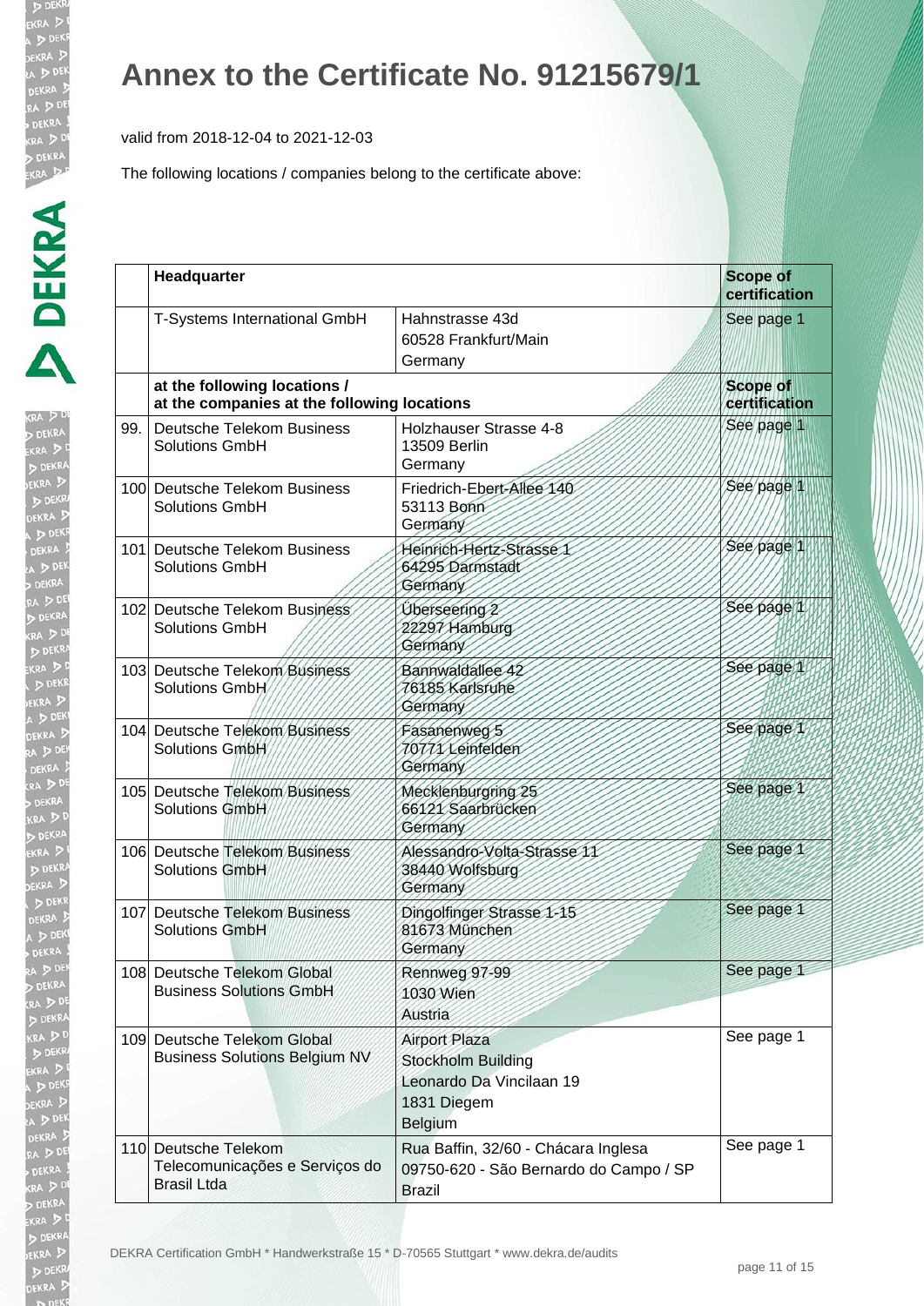# Annex to the Certificate No. 91215679/1

valid from 2018-12-04 to 2021-12-03

The following locations / companies belong to the certificate above:

| | Headquarter | | Scope of certification |
|---|---|---|---|
| | T-Systems International GmbH | Hahnstrasse 43d<br>60528 Frankfurt/Main<br>Germany | See page 1 |
| | **at the following locations / at the companies at the following locations** | | **Scope of certification** |
| 99. | Deutsche Telekom Business Solutions GmbH | Holzhauser Strasse 4-8<br>13509 Berlin<br>Germany | See page 1 |
| 100 | Deutsche Telekom Business Solutions GmbH | Friedrich-Ebert-Allee 140<br>53113 Bonn<br>Germany | See page 1 |
| 101 | Deutsche Telekom Business Solutions GmbH | Heinrich-Hertz-Strasse 1<br>64295 Darmstadt<br>Germany | See page 1 |
| 102 | Deutsche Telekom Business Solutions GmbH | Überseering 2<br>22297 Hamburg<br>Germany | See page 1 |
| 103 | Deutsche Telekom Business Solutions GmbH | Bannwaldallee 42<br>76185 Karlsruhe<br>Germany | See page 1 |
| 104 | Deutsche Telekom Business Solutions GmbH | Fasanenweg 5<br>70771 Leinfelden<br>Germany | See page 1 |
| 105 | Deutsche Telekom Business Solutions GmbH | Mecklenburgring 25<br>66121 Saarbrücken<br>Germany | See page 1 |
| 106 | Deutsche Telekom Business Solutions GmbH | Alessandro-Volta-Strasse 11<br>38440 Wolfsburg<br>Germany | See page 1 |
| 107 | Deutsche Telekom Business Solutions GmbH | Dingolfinger Strasse 1-15<br>81673 München<br>Germany | See page 1 |
| 108 | Deutsche Telekom Global Business Solutions GmbH | Rennweg 97-99<br>1030 Wien<br>Austria | See page 1 |
| 109 | Deutsche Telekom Global Business Solutions Belgium NV | Airport Plaza<br>Stockholm Building<br>Leonardo Da Vincilaan 19<br>1831 Diegem<br>Belgium | See page 1 |
| 110 | Deutsche Telekom Telecomunicações e Serviços do Brasil Ltda | Rua Baffin, 32/60 - Chácara Inglesa<br>09750-620 - São Bernardo do Campo / SP<br>Brazil | See page 1 |

DEKRA Certification GmbH * Handwerkstraße 15 * D-70565 Stuttgart * www.dekra.de/audits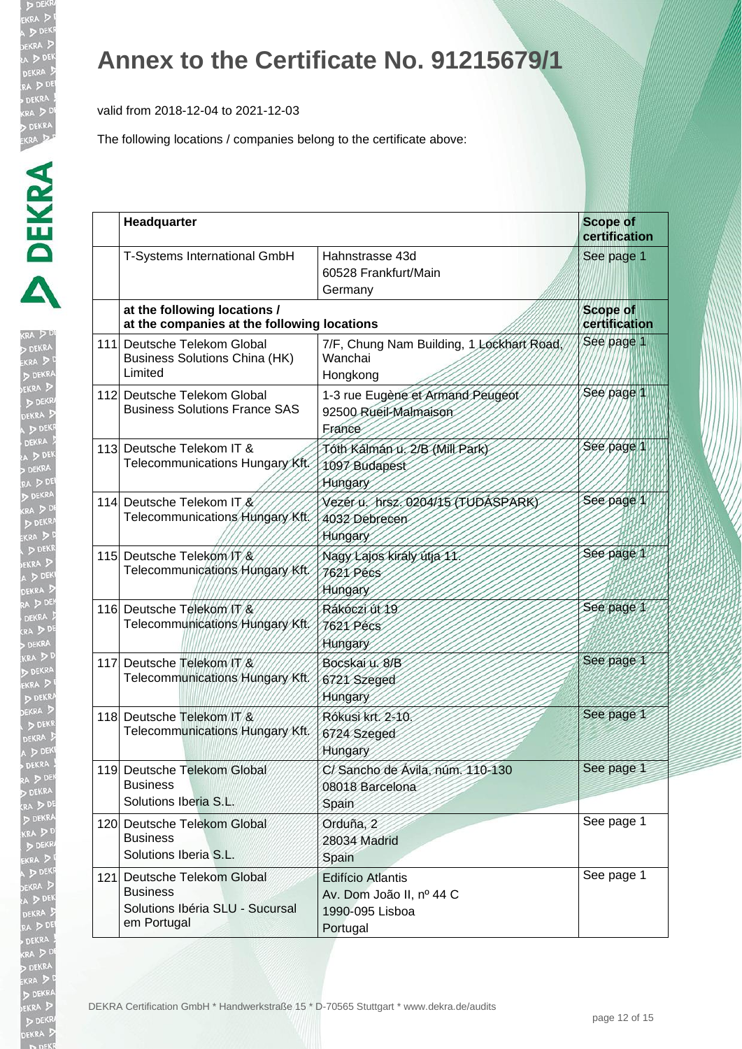# Annex to the Certificate No. 91215679/1

valid from 2018-12-04 to 2021-12-03

The following locations / companies belong to the certificate above:

| | **Headquarter** | | **Scope of certification** |
|---|---|---|---|
| | T-Systems International GmbH | Hahnstrasse 43d<br>60528 Frankfurt/Main<br>Germany | See page 1 |
| | **at the following locations /<br>at the companies at the following locations** | | **Scope of certification** |
| 111 | Deutsche Telekom Global Business Solutions China (HK) Limited | 7/F, Chung Nam Building, 1 Lockhart Road, Wanchai<br>Hongkong | See page 1 |
| 112 | Deutsche Telekom Global Business Solutions France SAS | 1-3 rue Eugène et Armand Peugeot<br>92500 Rueil-Malmaison<br>France | See page 1 |
| 113 | Deutsche Telekom IT & Telecommunications Hungary Kft. | Tóth Kálmán u. 2/B (Mill Park)<br>1097 Budapest<br>Hungary | See page 1 |
| 114 | Deutsche Telekom IT & Telecommunications Hungary Kft. | Vezér u. hrsz. 0204/15 (TUDÁSPARK)<br>4032 Debrecen<br>Hungary | See page 1 |
| 115 | Deutsche Telekom IT & Telecommunications Hungary Kft. | Nagy Lajos király útja 11.<br>7621 Pécs<br>Hungary | See page 1 |
| 116 | Deutsche Telekom IT & Telecommunications Hungary Kft. | Rákóczi út 19<br>7621 Pécs<br>Hungary | See page 1 |
| 117 | Deutsche Telekom IT & Telecommunications Hungary Kft. | Bocskai u. 8/B<br>6721 Szeged<br>Hungary | See page 1 |
| 118 | Deutsche Telekom IT & Telecommunications Hungary Kft. | Rókusi krt. 2-10.<br>6724 Szeged<br>Hungary | See page 1 |
| 119 | Deutsche Telekom Global Business<br>Solutions Iberia S.L. | C/ Sancho de Ávila, núm. 110-130<br>08018 Barcelona<br>Spain | See page 1 |
| 120 | Deutsche Telekom Global Business<br>Solutions Iberia S.L. | Orduña, 2<br>28034 Madrid<br>Spain | See page 1 |
| 121 | Deutsche Telekom Global Business<br>Solutions Ibéria SLU - Sucursal em Portugal | Edifício Atlantis<br>Av. Dom João II, nº 44 C<br>1990-095 Lisboa<br>Portugal | See page 1 |

DEKRA Certification GmbH * Handwerkstraße 15 * D-70565 Stuttgart * www.dekra.de/audits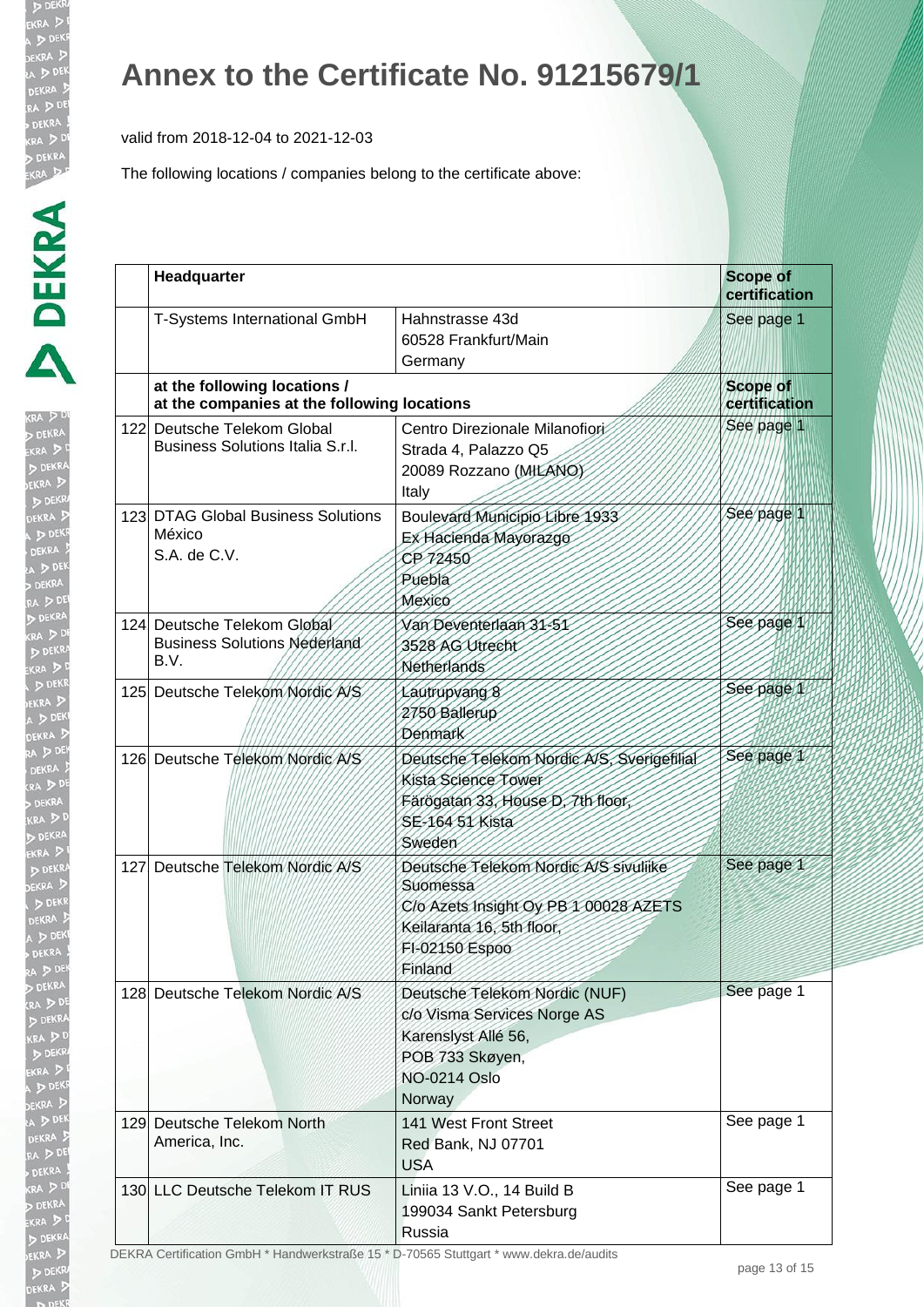# Annex to the Certificate No. 91215679/1

valid from 2018-12-04 to 2021-12-03

The following locations / companies belong to the certificate above:

| | **Headquarter** | | **Scope of certification** |
|---|---|---|---|
| | T-Systems International GmbH | Hahnstrasse 43d<br>60528 Frankfurt/Main<br>Germany | See page 1 |
| | **at the following locations / at the companies at the following locations** | | **Scope of certification** |
| 122 | Deutsche Telekom Global Business Solutions Italia S.r.l. | Centro Direzionale Milanofiori<br>Strada 4, Palazzo Q5<br>20089 Rozzano (MILANO)<br>Italy | See page 1 |
| 123 | DTAG Global Business Solutions México<br>S.A. de C.V. | Boulevard Municipio Libre 1933<br>Ex Hacienda Mayorazgo<br>CP 72450<br>Puebla<br>Mexico | See page 1 |
| 124 | Deutsche Telekom Global Business Solutions Nederland B.V. | Van Deventerlaan 31-51<br>3528 AG Utrecht<br>Netherlands | See page 1 |
| 125 | Deutsche Telekom Nordic A/S | Lautrupvang 8<br>2750 Ballerup<br>Denmark | See page 1 |
| 126 | Deutsche Telekom Nordic A/S | Deutsche Telekom Nordic A/S, Sverigefilial<br>Kista Science Tower<br>Färögatan 33, House D, 7th floor,<br>SE-164 51 Kista<br>Sweden | See page 1 |
| 127 | Deutsche Telekom Nordic A/S | Deutsche Telekom Nordic A/S sivuliike Suomessa<br>C/o Azets Insight Oy PB 1 00028 AZETS<br>Keilaranta 16, 5th floor,<br>FI-02150 Espoo<br>Finland | See page 1 |
| 128 | Deutsche Telekom Nordic A/S | Deutsche Telekom Nordic (NUF)<br>c/o Visma Services Norge AS<br>Karenslyst Allé 56,<br>POB 733 Skøyen,<br>NO-0214 Oslo<br>Norway | See page 1 |
| 129 | Deutsche Telekom North America, Inc. | 141 West Front Street<br>Red Bank, NJ 07701<br>USA | See page 1 |
| 130 | LLC Deutsche Telekom IT RUS | Liniia 13 V.O., 14 Build B<br>199034 Sankt Petersburg<br>Russia | See page 1 |

DEKRA Certification GmbH * Handwerkstraße 15 * D-70565 Stuttgart * www.dekra.de/audits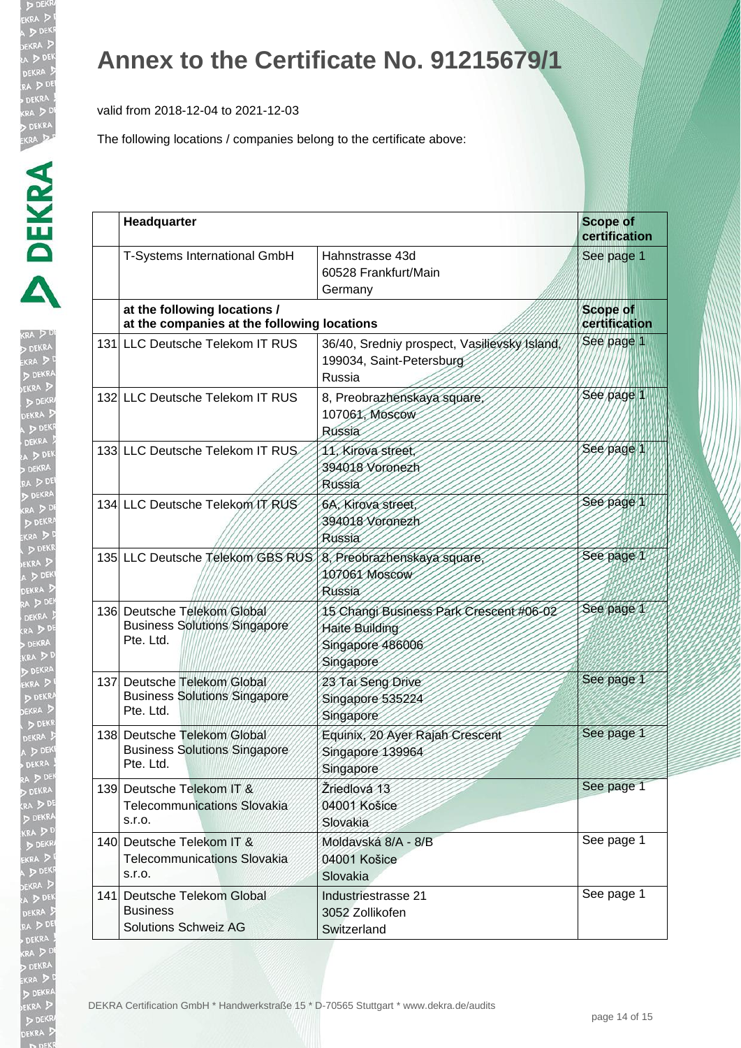# Annex to the Certificate No. 91215679/1

valid from 2018-12-04 to 2021-12-03

The following locations / companies belong to the certificate above:

| | **Headquarter** | | **Scope of certification** |
|---|---|---|---|
| | T-Systems International GmbH | Hahnstrasse 43d<br>60528 Frankfurt/Main<br>Germany | See page 1 |
| | **at the following locations / at the companies at the following locations** | | **Scope of certification** |
| 131 | LLC Deutsche Telekom IT RUS | 36/40, Sredniy prospect, Vasilievsky Island,<br>199034, Saint-Petersburg<br>Russia | See page 1 |
| 132 | LLC Deutsche Telekom IT RUS | 8, Preobrazhenskaya square,<br>107061, Moscow<br>Russia | See page 1 |
| 133 | LLC Deutsche Telekom IT RUS | 11, Kirova street,<br>394018 Voronezh<br>Russia | See page 1 |
| 134 | LLC Deutsche Telekom IT RUS | 6A, Kirova street,<br>394018 Voronezh<br>Russia | See page 1 |
| 135 | LLC Deutsche Telekom GBS RUS | 8, Preobrazhenskaya square,<br>107061 Moscow<br>Russia | See page 1 |
| 136 | Deutsche Telekom Global Business Solutions Singapore Pte. Ltd. | 15 Changi Business Park Crescent #06-02<br>Haite Building<br>Singapore 486006<br>Singapore | See page 1 |
| 137 | Deutsche Telekom Global Business Solutions Singapore Pte. Ltd. | 23 Tai Seng Drive<br>Singapore 535224<br>Singapore | See page 1 |
| 138 | Deutsche Telekom Global Business Solutions Singapore Pte. Ltd. | Equinix, 20 Ayer Rajah Crescent<br>Singapore 139964<br>Singapore | See page 1 |
| 139 | Deutsche Telekom IT & Telecommunications Slovakia s.r.o. | Žriedlová 13<br>04001 Košice<br>Slovakia | See page 1 |
| 140 | Deutsche Telekom IT & Telecommunications Slovakia s.r.o. | Moldavská 8/A - 8/B<br>04001 Košice<br>Slovakia | See page 1 |
| 141 | Deutsche Telekom Global Business Solutions Schweiz AG | Industriestrasse 21<br>3052 Zollikofen<br>Switzerland | See page 1 |

DEKRA Certification GmbH * Handwerkstraße 15 * D-70565 Stuttgart * www.dekra.de/audits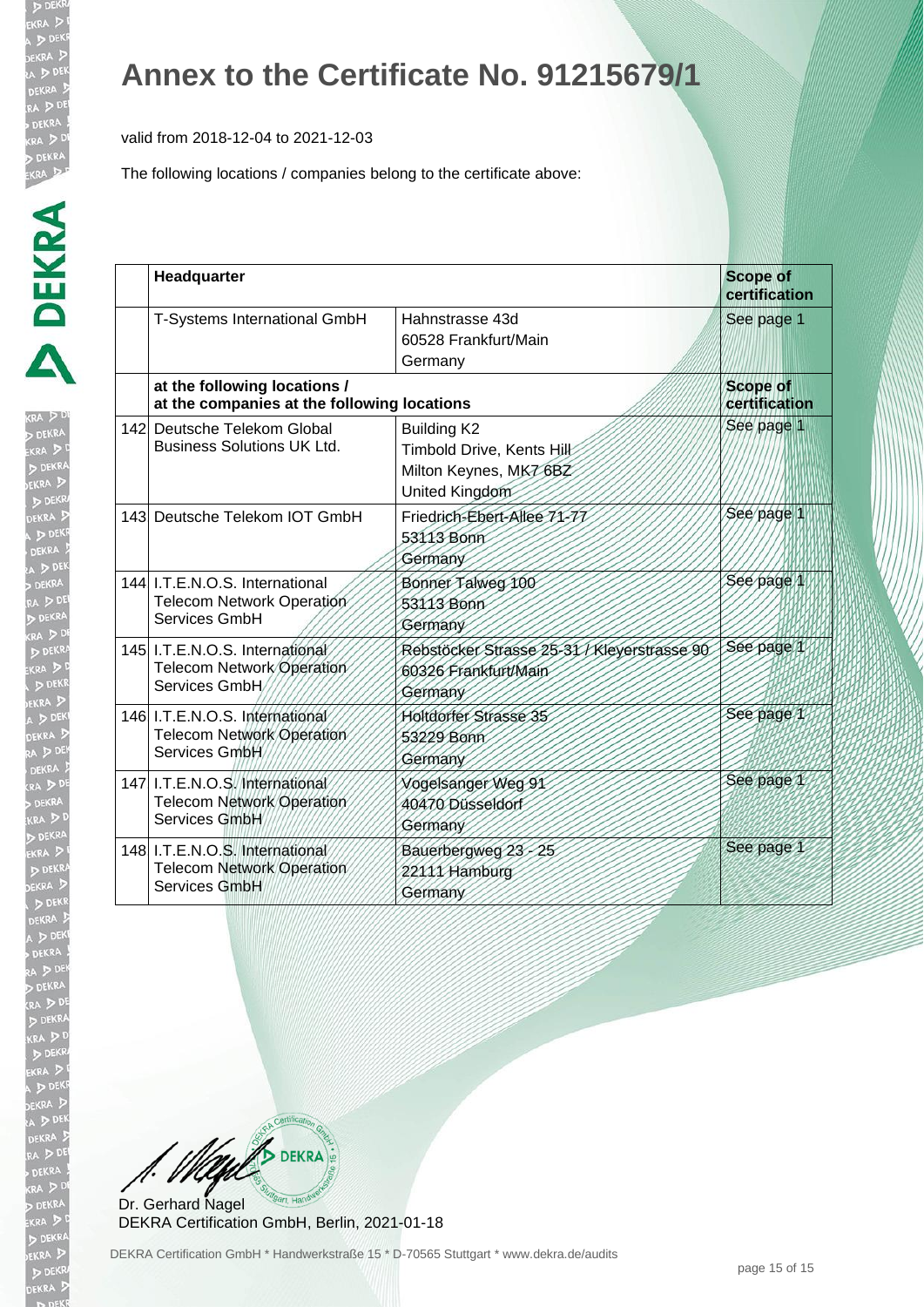# Annex to the Certificate No. 91215679/1

valid from 2018-12-04 to 2021-12-03

The following locations / companies belong to the certificate above:

| | Headquarter | | Scope of certification |
|---|---|---|---|
| | T-Systems International GmbH | Hahnstrasse 43d<br>60528 Frankfurt/Main<br>Germany | See page 1 |
| | **at the following locations / at the companies at the following locations** | | **Scope of certification** |
| 142 | Deutsche Telekom Global Business Solutions UK Ltd. | Building K2<br>Timbold Drive, Kents Hill<br>Milton Keynes, MK7 6BZ<br>United Kingdom | See page 1 |
| 143 | Deutsche Telekom IOT GmbH | Friedrich-Ebert-Allee 71-77<br>53113 Bonn<br>Germany | See page 1 |
| 144 | I.T.E.N.O.S. International Telecom Network Operation Services GmbH | Bonner Talweg 100<br>53113 Bonn<br>Germany | See page 1 |
| 145 | I.T.E.N.O.S. International Telecom Network Operation Services GmbH | Rebstöcker Strasse 25-31 / Kleyerstrasse 90<br>60326 Frankfurt/Main<br>Germany | See page 1 |
| 146 | I.T.E.N.O.S. International Telecom Network Operation Services GmbH | Holtdorfer Strasse 35<br>53229 Bonn<br>Germany | See page 1 |
| 147 | I.T.E.N.O.S. International Telecom Network Operation Services GmbH | Vogelsanger Weg 91<br>40470 Düsseldorf<br>Germany | See page 1 |
| 148 | I.T.E.N.O.S. International Telecom Network Operation Services GmbH | Bauerbergweg 23 - 25<br>22111 Hamburg<br>Germany | See page 1 |

Dr. Gerhard Nagel
DEKRA Certification GmbH, Berlin, 2021-01-18

DEKRA Certification GmbH * Handwerkstraße 15 * D-70565 Stuttgart * www.dekra.de/audits